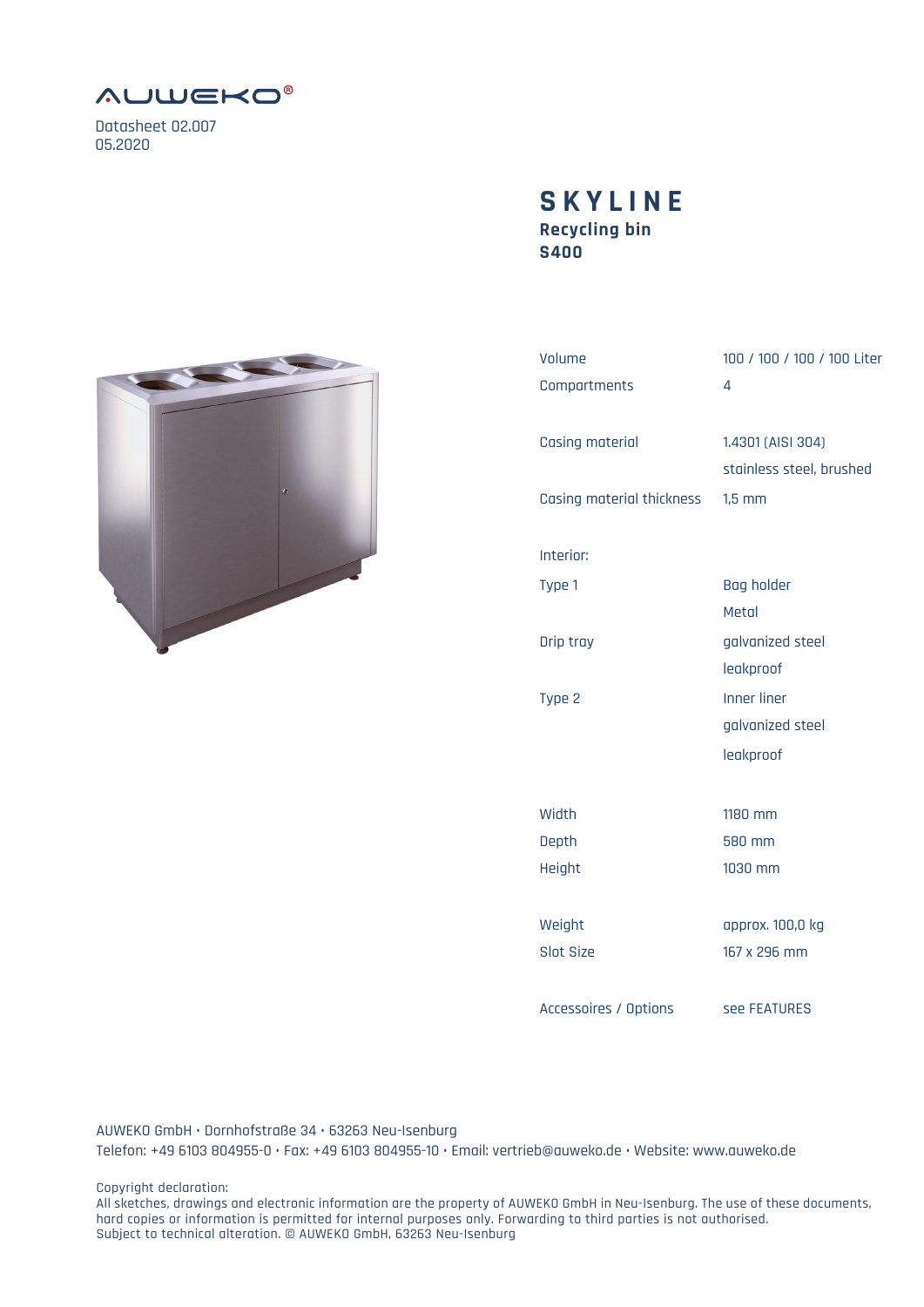AUWEKO®

Datasheet 02.007
05.2020

# SKYLINE

**Recycling bin**
**S400**

| | |
|---|---|
| Volume | 100 / 100 / 100 / 100 Liter |
| Compartments | 4 |
| Casing material | 1.4301 (AISI 304) stainless steel, brushed |
| Casing material thickness | 1,5 mm |
| Interior: | |
| Type 1 | Bag holder Metal |
| Drip tray | galvanized steel leakproof |
| Type 2 | Inner liner galvanized steel leakproof |
| Width | 1180 mm |
| Depth | 580 mm |
| Height | 1030 mm |
| Weight | approx. 100,0 kg |
| Slot Size | 167 x 296 mm |
| Accessoires / Options | see FEATURES |

AUWEKO GmbH • Dornhofstraße 34 • 63263 Neu-Isenburg
Telefon: +49 6103 804955-0 • Fax: +49 6103 804955-10 • Email: vertrieb@auweko.de • Website: www.auweko.de

Copyright declaration:
All sketches, drawings and electronic information are the property of AUWEKO GmbH in Neu-Isenburg. The use of these documents, hard copies or information is permitted for internal purposes only. Forwarding to third parties is not authorised.
Subject to technical alteration. © AUWEKO GmbH, 63263 Neu-Isenburg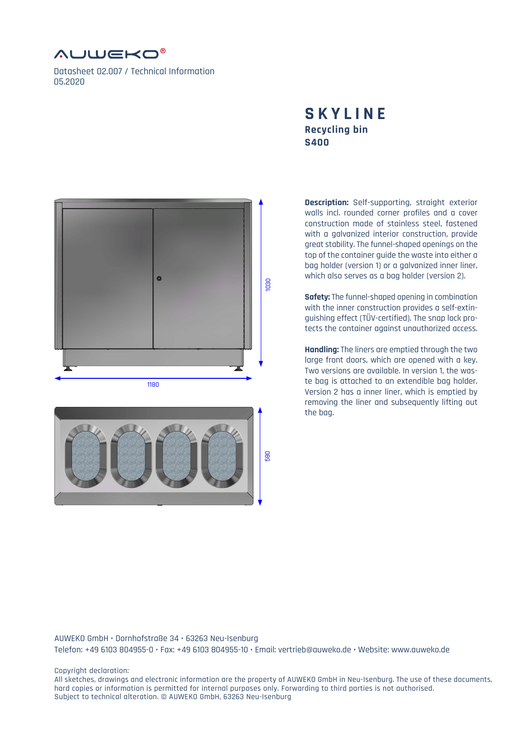AUWEKO®

Datasheet 02.007 / Technical Information
05.2020

# SKYLINE

## Recycling bin
## S400

1030

1180

580

**Description:** Self-supporting, straight exterior walls incl. rounded corner profiles and a cover construction made of stainless steel, fastened with a galvanized interior construction, provide great stability. The funnel-shaped openings on the top of the container guide the waste into either a bag holder (version 1) or a galvanized inner liner, which also serves as a bag holder (version 2).

**Safety:** The funnel-shaped opening in combination with the inner construction provides a self-extinguishing effect (TÜV-certified). The snap lock protects the container against unauthorized access.

**Handling:** The liners are emptied through the two large front doors, which are opened with a key. Two versions are available. In version 1, the waste bag is attached to an extendible bag holder. Version 2 has a inner liner, which is emptied by removing the liner and subsequently lifting out the bag.

AUWEKO GmbH • Dornhofstraße 34 • 63263 Neu-Isenburg
Telefon: +49 6103 804955-0 • Fax: +49 6103 804955-10 • Email: vertrieb@auweko.de • Website: www.auweko.de

Copyright declaration:
All sketches, drawings and electronic information are the property of AUWEKO GmbH in Neu-Isenburg. The use of these documents, hard copies or information is permitted for internal purposes only. Forwarding to third parties is not authorised.
Subject to technical alteration. © AUWEKO GmbH, 63263 Neu-Isenburg